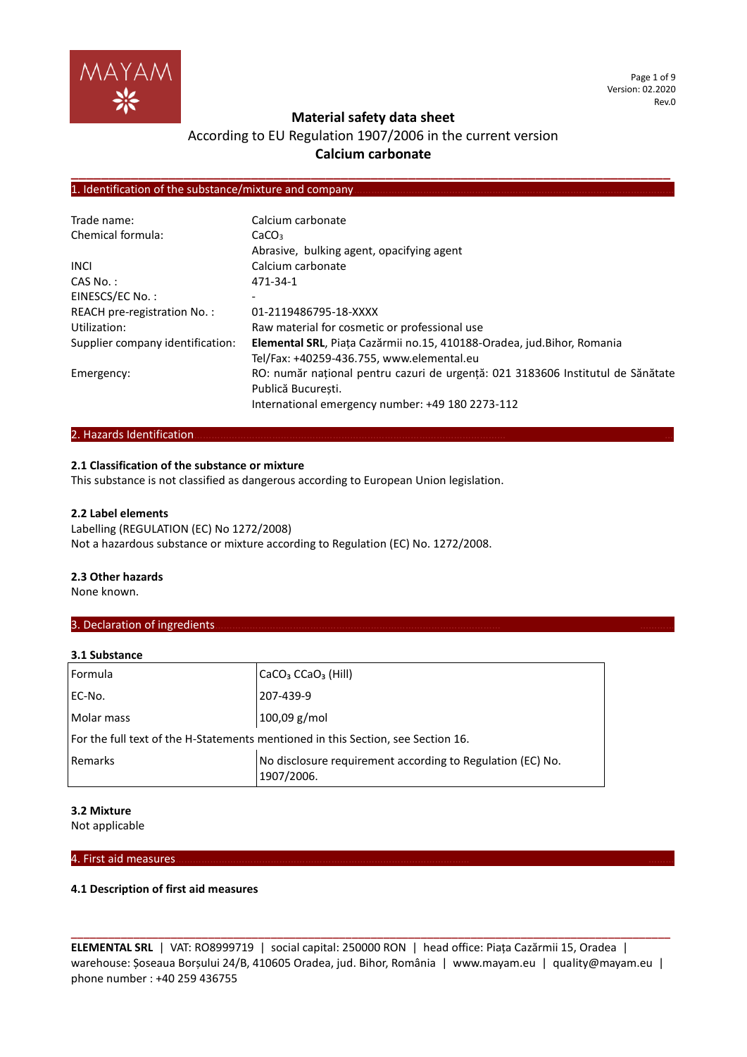# Material safety data sheet

According to EU Regulation 1907/2006 in the current version

**Calcium carbonate**

## 1. Identification of the substance/mixture and company

| | |
|---|---|
| Trade name: | Calcium carbonate |
| Chemical formula: | $CaCO_3$ |
| | Abrasive, bulking agent, opacifying agent |
| INCI | Calcium carbonate |
| CAS No. : | 471-34-1 |
| EINESCS/EC No. : | - |
| REACH pre-registration No. : | 01-2119486795-18-XXXX |
| Utilization: | Raw material for cosmetic or professional use |
| Supplier company identification: | **Elemental SRL**, Piața Cazărmii no.15, 410188-Oradea, jud.Bihor, Romania<br>Tel/Fax: +40259-436.755, www.elemental.eu |
| Emergency: | RO: număr național pentru cazuri de urgență: 021 3183606 Institutul de Sănătate Publică București.<br>International emergency number: +49 180 2273-112 |

## 2. Hazards Identification

### 2.1 Classification of the substance or mixture

This substance is not classified as dangerous according to European Union legislation.

### 2.2 Label elements

Labelling (REGULATION (EC) No 1272/2008)

Not a hazardous substance or mixture according to Regulation (EC) No. 1272/2008.

### 2.3 Other hazards

None known.

## 3. Declaration of ingredients

### 3.1 Substance

| | |
|---|---|
| Formula | $CaCO_3$ $CCaO_3$ (Hill) |
| EC-No. | 207-439-9 |
| Molar mass | 100,09 g/mol |
| For the full text of the H-Statements mentioned in this Section, see Section 16. | |
| Remarks | No disclosure requirement according to Regulation (EC) No. 1907/2006. |

### 3.2 Mixture

Not applicable

## 4. First aid measures

### 4.1 Description of first aid measures

**ELEMENTAL SRL** | VAT: RO8999719 | social capital: 250000 RON | head office: Piața Cazărmii 15, Oradea | warehouse: Șoseaua Borșului 24/B, 410605 Oradea, jud. Bihor, România | www.mayam.eu | quality@mayam.eu | phone number : +40 259 436755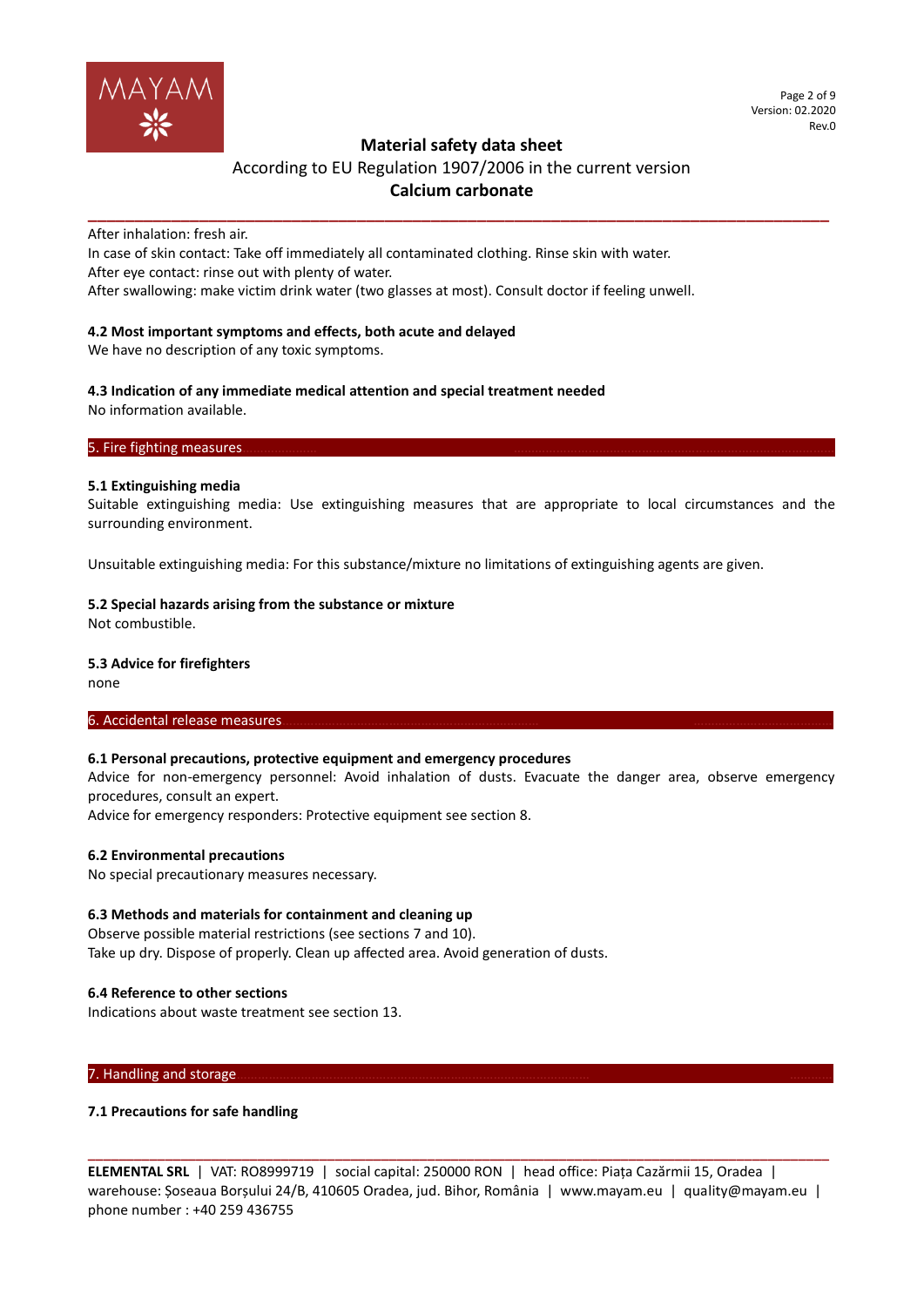After inhalation: fresh air.
In case of skin contact: Take off immediately all contaminated clothing. Rinse skin with water.
After eye contact: rinse out with plenty of water.
After swallowing: make victim drink water (two glasses at most). Consult doctor if feeling unwell.

### 4.2 Most important symptoms and effects, both acute and delayed

We have no description of any toxic symptoms.

### 4.3 Indication of any immediate medical attention and special treatment needed

No information available.

## 5. Fire fighting measures

### 5.1 Extinguishing media

Suitable extinguishing media: Use extinguishing measures that are appropriate to local circumstances and the surrounding environment.

Unsuitable extinguishing media: For this substance/mixture no limitations of extinguishing agents are given.

### 5.2 Special hazards arising from the substance or mixture

Not combustible.

### 5.3 Advice for firefighters

none

## 6. Accidental release measures

### 6.1 Personal precautions, protective equipment and emergency procedures

Advice for non-emergency personnel: Avoid inhalation of dusts. Evacuate the danger area, observe emergency procedures, consult an expert.
Advice for emergency responders: Protective equipment see section 8.

### 6.2 Environmental precautions

No special precautionary measures necessary.

### 6.3 Methods and materials for containment and cleaning up

Observe possible material restrictions (see sections 7 and 10).
Take up dry. Dispose of properly. Clean up affected area. Avoid generation of dusts.

### 6.4 Reference to other sections

Indications about waste treatment see section 13.

## 7. Handling and storage

### 7.1 Precautions for safe handling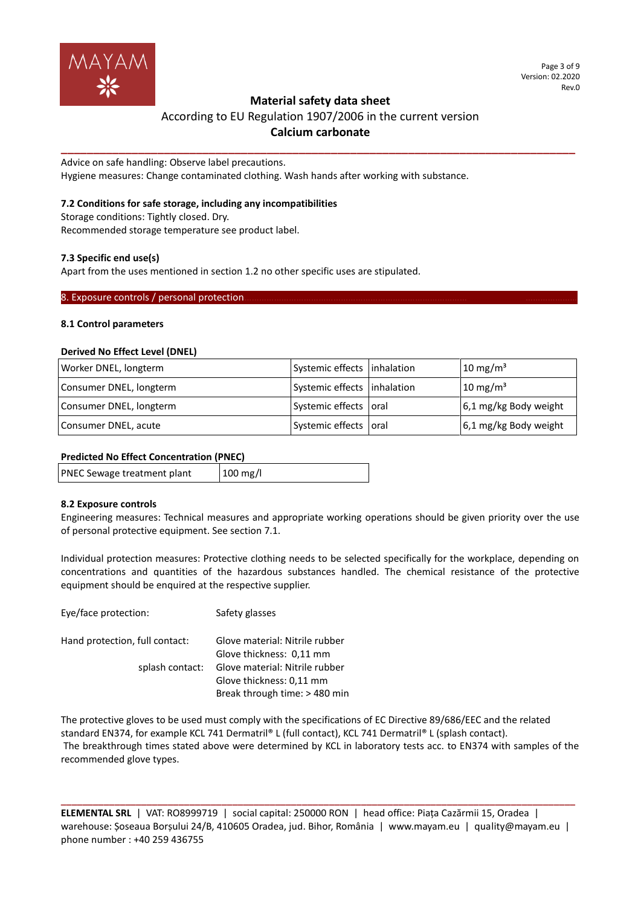Advice on safe handling: Observe label precautions.
Hygiene measures: Change contaminated clothing. Wash hands after working with substance.

### 7.2 Conditions for safe storage, including any incompatibilities

Storage conditions: Tightly closed. Dry.
Recommended storage temperature see product label.

### 7.3 Specific end use(s)

Apart from the uses mentioned in section 1.2 no other specific uses are stipulated.

## 8. Exposure controls / personal protection

### 8.1 Control parameters

**Derived No Effect Level (DNEL)**

| | | | |
|---|---|---|---|
| Worker DNEL, longterm | Systemic effects | inhalation | 10 mg/m³ |
| Consumer DNEL, longterm | Systemic effects | inhalation | 10 mg/m³ |
| Consumer DNEL, longterm | Systemic effects | oral | 6,1 mg/kg Body weight |
| Consumer DNEL, acute | Systemic effects | oral | 6,1 mg/kg Body weight |

**Predicted No Effect Concentration (PNEC)**

| | |
|---|---|
| PNEC Sewage treatment plant | 100 mg/l |

### 8.2 Exposure controls

Engineering measures: Technical measures and appropriate working operations should be given priority over the use of personal protective equipment. See section 7.1.

Individual protection measures: Protective clothing needs to be selected specifically for the workplace, depending on concentrations and quantities of the hazardous substances handled. The chemical resistance of the protective equipment should be enquired at the respective supplier.

Eye/face protection: Safety glasses

Hand protection, full contact: Glove material: Nitrile rubber
Glove thickness: 0,11 mm

splash contact: Glove material: Nitrile rubber
Glove thickness: 0,11 mm
Break through time: > 480 min

The protective gloves to be used must comply with the specifications of EC Directive 89/686/EEC and the related standard EN374, for example KCL 741 Dermatril® L (full contact), KCL 741 Dermatril® L (splash contact).
The breakthrough times stated above were determined by KCL in laboratory tests acc. to EN374 with samples of the recommended glove types.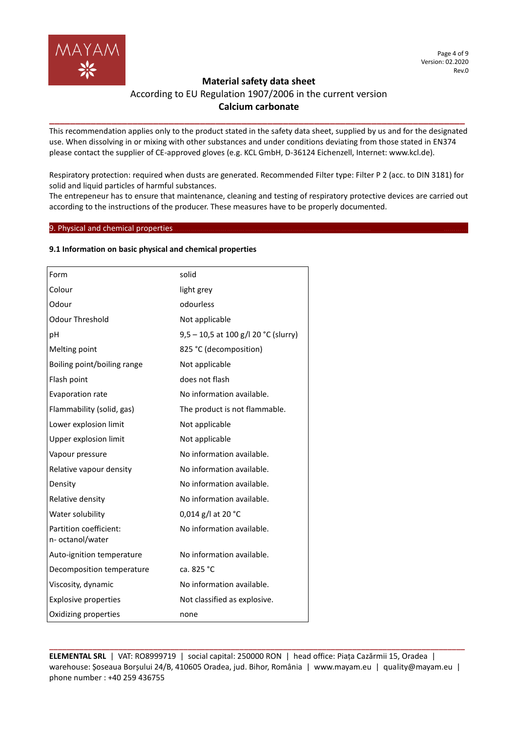This recommendation applies only to the product stated in the safety data sheet, supplied by us and for the designated use. When dissolving in or mixing with other substances and under conditions deviating from those stated in EN374 please contact the supplier of CE-approved gloves (e.g. KCL GmbH, D-36124 Eichenzell, Internet: www.kcl.de).

Respiratory protection: required when dusts are generated. Recommended Filter type: Filter P 2 (acc. to DIN 3181) for solid and liquid particles of harmful substances.
The entrepeneur has to ensure that maintenance, cleaning and testing of respiratory protective devices are carried out according to the instructions of the producer. These measures have to be properly documented.

## 9. Physical and chemical properties

### 9.1 Information on basic physical and chemical properties

| | |
|---|---|
| Form | solid |
| Colour | light grey |
| Odour | odourless |
| Odour Threshold | Not applicable |
| pH | 9,5 – 10,5 at 100 g/l 20 °C (slurry) |
| Melting point | 825 °C (decomposition) |
| Boiling point/boiling range | Not applicable |
| Flash point | does not flash |
| Evaporation rate | No information available. |
| Flammability (solid, gas) | The product is not flammable. |
| Lower explosion limit | Not applicable |
| Upper explosion limit | Not applicable |
| Vapour pressure | No information available. |
| Relative vapour density | No information available. |
| Density | No information available. |
| Relative density | No information available. |
| Water solubility | 0,014 g/l at 20 °C |
| Partition coefficient: n- octanol/water | No information available. |
| Auto-ignition temperature | No information available. |
| Decomposition temperature | ca. 825 °C |
| Viscosity, dynamic | No information available. |
| Explosive properties | Not classified as explosive. |
| Oxidizing properties | none |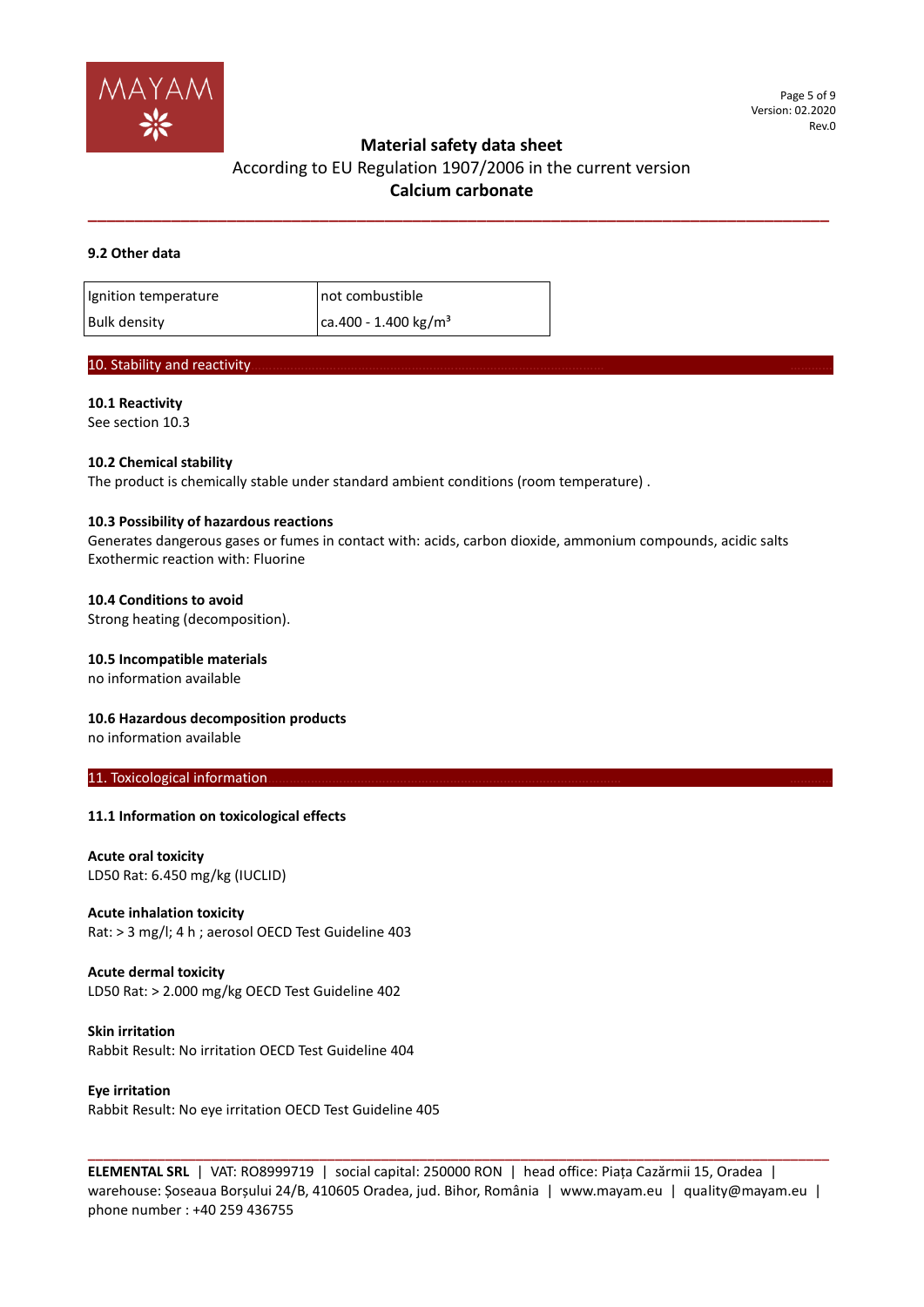### 9.2 Other data

| Ignition temperature | not combustible |
|---|---|
| Bulk density | ca.400 - 1.400 kg/m³ |

## 10. Stability and reactivity

**10.1 Reactivity**

See section 10.3

**10.2 Chemical stability**

The product is chemically stable under standard ambient conditions (room temperature) .

**10.3 Possibility of hazardous reactions**

Generates dangerous gases or fumes in contact with: acids, carbon dioxide, ammonium compounds, acidic salts
Exothermic reaction with: Fluorine

**10.4 Conditions to avoid**

Strong heating (decomposition).

**10.5 Incompatible materials**

no information available

**10.6 Hazardous decomposition products**

no information available

## 11. Toxicological information

**11.1 Information on toxicological effects**

**Acute oral toxicity**

LD50 Rat: 6.450 mg/kg (IUCLID)

**Acute inhalation toxicity**

Rat: > 3 mg/l; 4 h ; aerosol OECD Test Guideline 403

**Acute dermal toxicity**

LD50 Rat: > 2.000 mg/kg OECD Test Guideline 402

**Skin irritation**

Rabbit Result: No irritation OECD Test Guideline 404

**Eye irritation**

Rabbit Result: No eye irritation OECD Test Guideline 405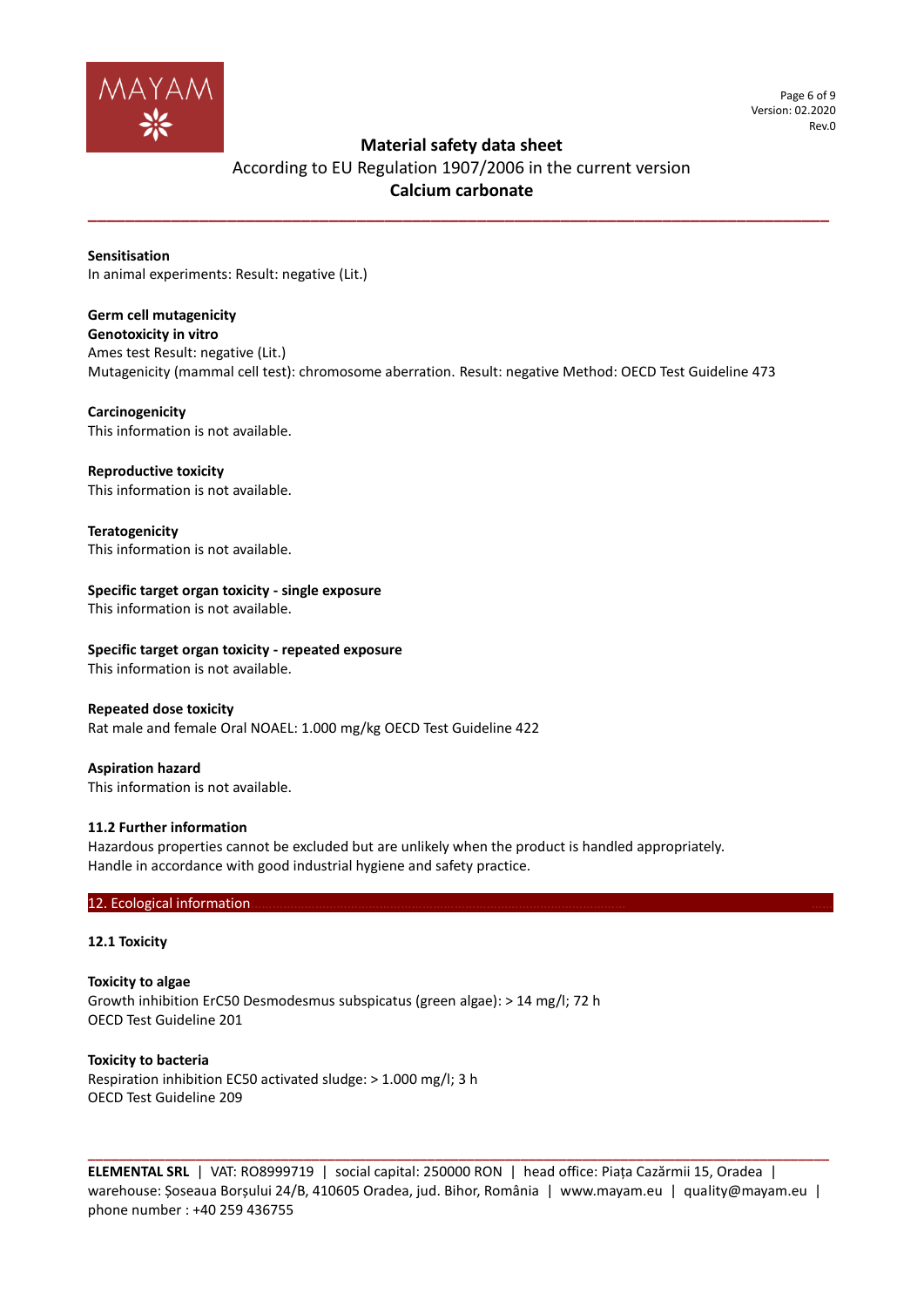**Sensitisation**
In animal experiments: Result: negative (Lit.)

**Germ cell mutagenicity**
**Genotoxicity in vitro**
Ames test Result: negative (Lit.)
Mutagenicity (mammal cell test): chromosome aberration. Result: negative Method: OECD Test Guideline 473

**Carcinogenicity**
This information is not available.

**Reproductive toxicity**
This information is not available.

**Teratogenicity**
This information is not available.

**Specific target organ toxicity - single exposure**
This information is not available.

**Specific target organ toxicity - repeated exposure**
This information is not available.

**Repeated dose toxicity**
Rat male and female Oral NOAEL: 1.000 mg/kg OECD Test Guideline 422

**Aspiration hazard**
This information is not available.

**11.2 Further information**
Hazardous properties cannot be excluded but are unlikely when the product is handled appropriately.
Handle in accordance with good industrial hygiene and safety practice.

## 12. Ecological information

**12.1 Toxicity**

**Toxicity to algae**
Growth inhibition ErC50 Desmodesmus subspicatus (green algae): > 14 mg/l; 72 h
OECD Test Guideline 201

**Toxicity to bacteria**
Respiration inhibition EC50 activated sludge: > 1.000 mg/l; 3 h
OECD Test Guideline 209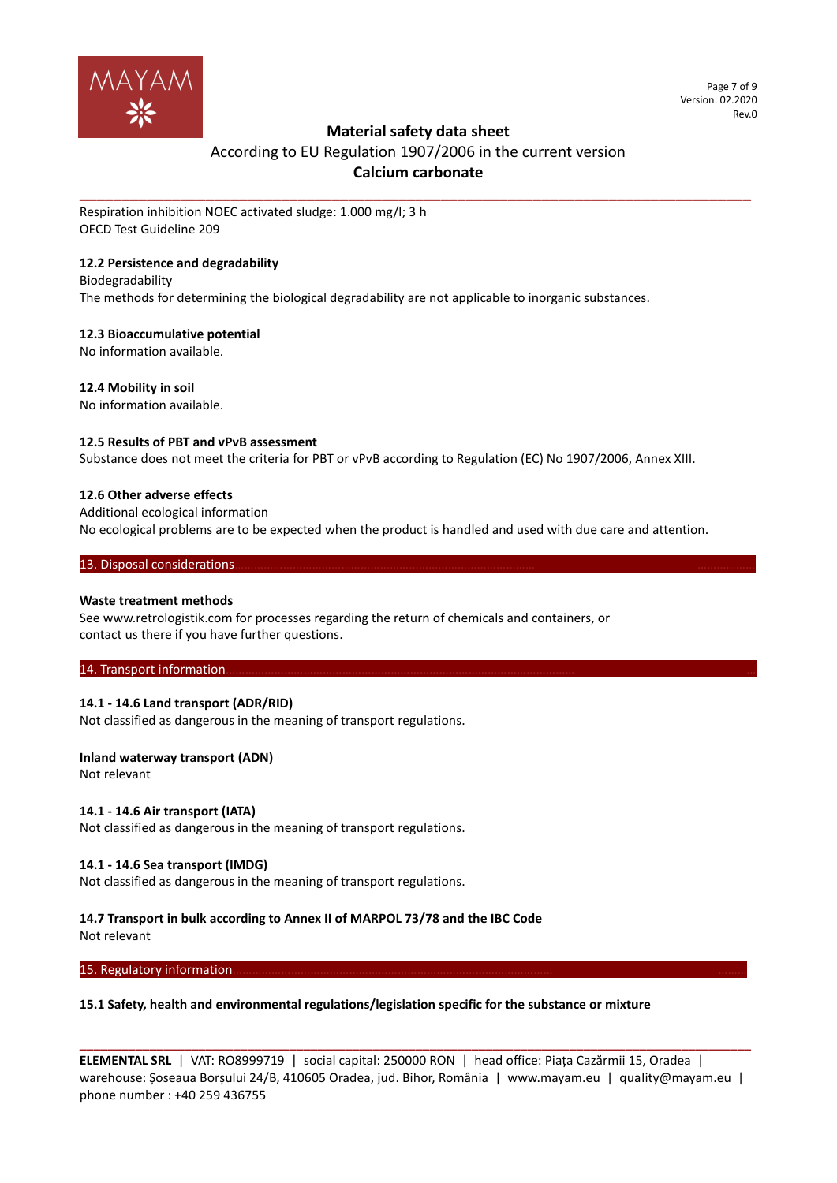Respiration inhibition NOEC activated sludge: 1.000 mg/l; 3 h
OECD Test Guideline 209

### 12.2 Persistence and degradability

Biodegradability
The methods for determining the biological degradability are not applicable to inorganic substances.

### 12.3 Bioaccumulative potential

No information available.

### 12.4 Mobility in soil

No information available.

### 12.5 Results of PBT and vPvB assessment

Substance does not meet the criteria for PBT or vPvB according to Regulation (EC) No 1907/2006, Annex XIII.

### 12.6 Other adverse effects

Additional ecological information
No ecological problems are to be expected when the product is handled and used with due care and attention.

## 13. Disposal considerations

**Waste treatment methods**

See www.retrologistik.com for processes regarding the return of chemicals and containers, or contact us there if you have further questions.

## 14. Transport information

**14.1 - 14.6 Land transport (ADR/RID)**

Not classified as dangerous in the meaning of transport regulations.

**Inland waterway transport (ADN)**

Not relevant

**14.1 - 14.6 Air transport (IATA)**

Not classified as dangerous in the meaning of transport regulations.

**14.1 - 14.6 Sea transport (IMDG)**

Not classified as dangerous in the meaning of transport regulations.

**14.7 Transport in bulk according to Annex II of MARPOL 73/78 and the IBC Code**

Not relevant

## 15. Regulatory information

**15.1 Safety, health and environmental regulations/legislation specific for the substance or mixture**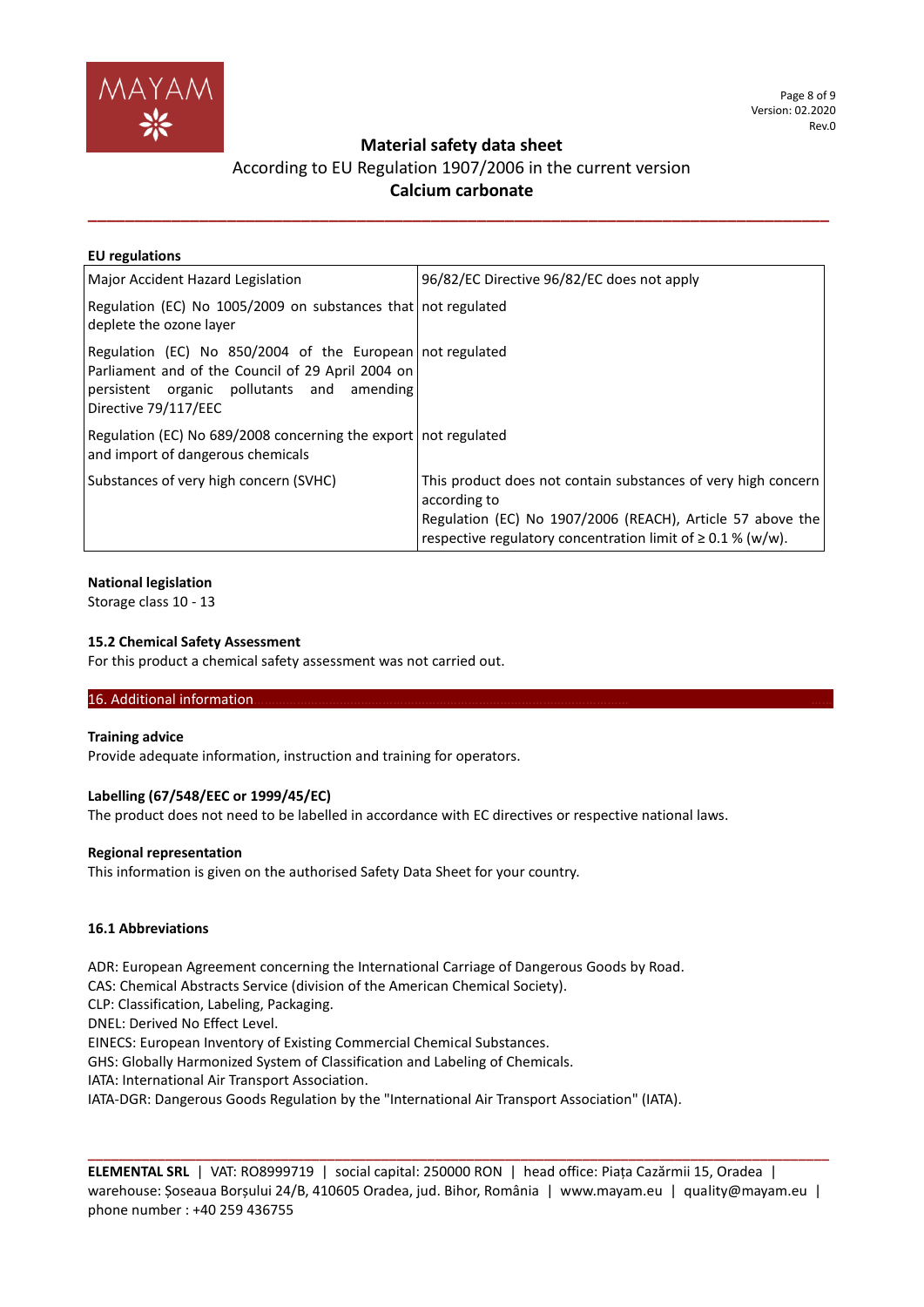**EU regulations**

| | |
|---|---|
| Major Accident Hazard Legislation | 96/82/EC Directive 96/82/EC does not apply |
| Regulation (EC) No 1005/2009 on substances that deplete the ozone layer | not regulated |
| Regulation (EC) No 850/2004 of the European Parliament and of the Council of 29 April 2004 on persistent organic pollutants and amending Directive 79/117/EEC | not regulated |
| Regulation (EC) No 689/2008 concerning the export and import of dangerous chemicals | not regulated |
| Substances of very high concern (SVHC) | This product does not contain substances of very high concern according to Regulation (EC) No 1907/2006 (REACH), Article 57 above the respective regulatory concentration limit of ≥ 0.1 % (w/w). |

**National legislation**

Storage class 10 - 13

### 15.2 Chemical Safety Assessment

For this product a chemical safety assessment was not carried out.

## 16. Additional information

**Training advice**

Provide adequate information, instruction and training for operators.

**Labelling (67/548/EEC or 1999/45/EC)**

The product does not need to be labelled in accordance with EC directives or respective national laws.

**Regional representation**

This information is given on the authorised Safety Data Sheet for your country.

### 16.1 Abbreviations

ADR: European Agreement concerning the International Carriage of Dangerous Goods by Road.
CAS: Chemical Abstracts Service (division of the American Chemical Society).
CLP: Classification, Labeling, Packaging.
DNEL: Derived No Effect Level.
EINECS: European Inventory of Existing Commercial Chemical Substances.
GHS: Globally Harmonized System of Classification and Labeling of Chemicals.
IATA: International Air Transport Association.
IATA-DGR: Dangerous Goods Regulation by the "International Air Transport Association" (IATA).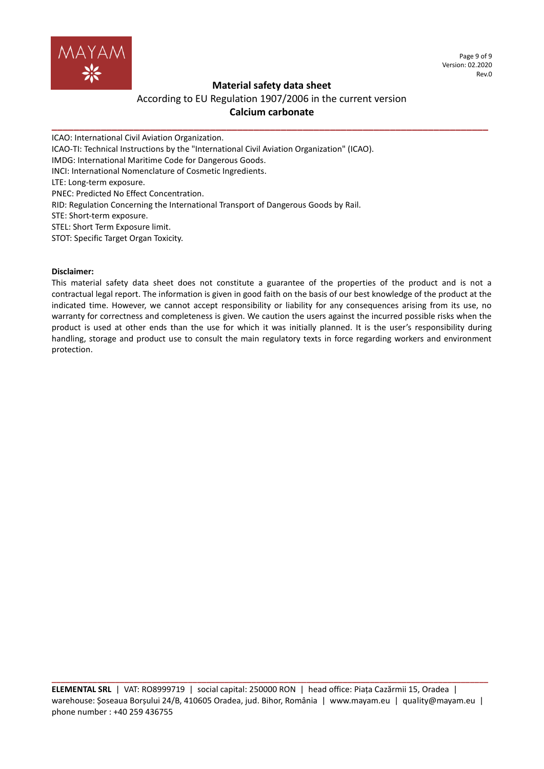ICAO: International Civil Aviation Organization.
ICAO-TI: Technical Instructions by the "International Civil Aviation Organization" (ICAO).
IMDG: International Maritime Code for Dangerous Goods.
INCI: International Nomenclature of Cosmetic Ingredients.
LTE: Long-term exposure.
PNEC: Predicted No Effect Concentration.
RID: Regulation Concerning the International Transport of Dangerous Goods by Rail.
STE: Short-term exposure.
STEL: Short Term Exposure limit.
STOT: Specific Target Organ Toxicity.

**Disclaimer:**

This material safety data sheet does not constitute a guarantee of the properties of the product and is not a contractual legal report. The information is given in good faith on the basis of our best knowledge of the product at the indicated time. However, we cannot accept responsibility or liability for any consequences arising from its use, no warranty for correctness and completeness is given. We caution the users against the incurred possible risks when the product is used at other ends than the use for which it was initially planned. It is the user's responsibility during handling, storage and product use to consult the main regulatory texts in force regarding workers and environment protection.